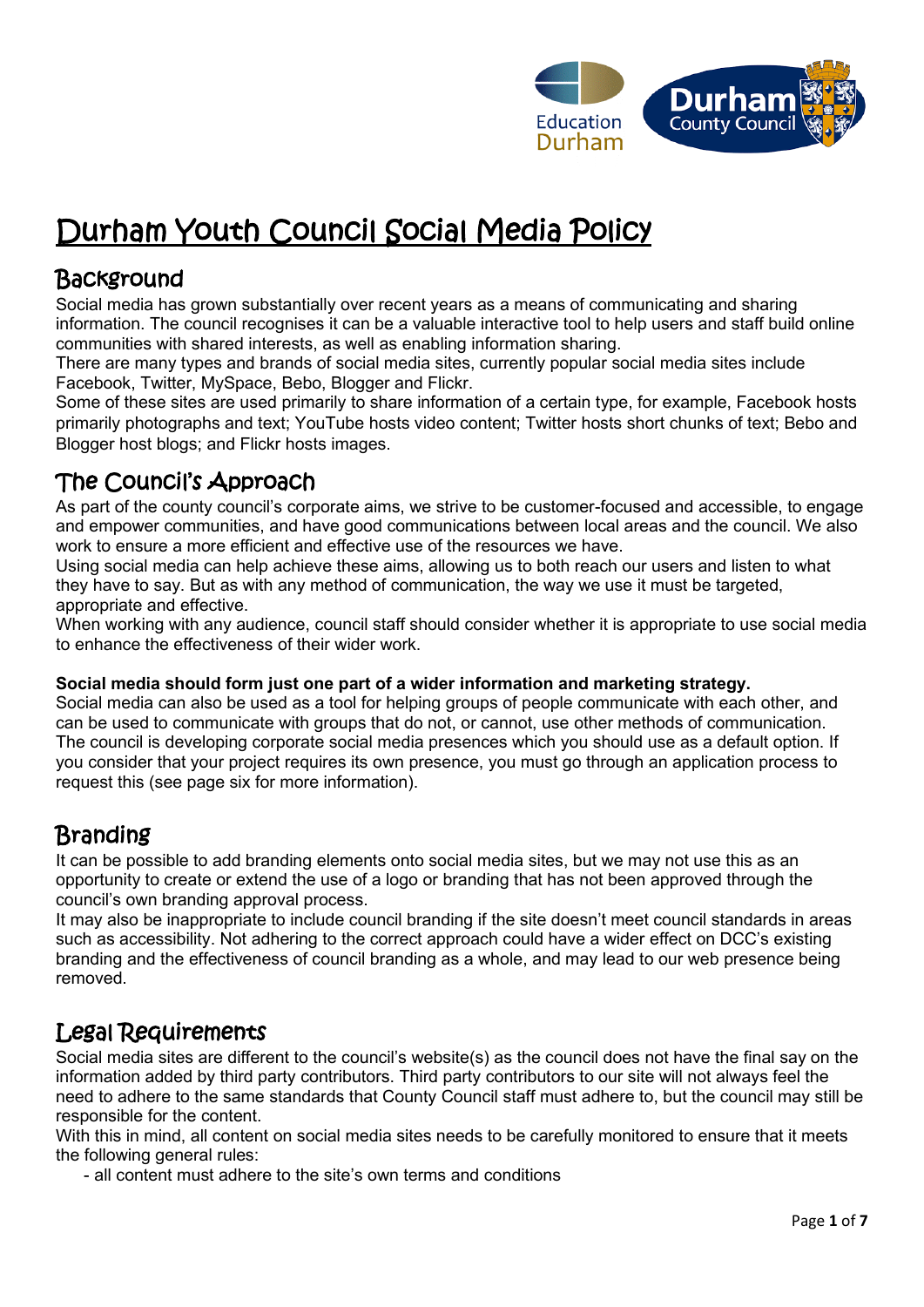# Durham Youth Council Social Media Policy

## Background

Social media has grown substantially over recent years as a means of communicating and sharing information. The council recognises it can be a valuable interactive tool to help users and staff build online communities with shared interests, as well as enabling information sharing.

There are many types and brands of social media sites, currently popular social media sites include Facebook, Twitter, MySpace, Bebo, Blogger and Flickr.

Some of these sites are used primarily to share information of a certain type, for example, Facebook hosts primarily photographs and text; YouTube hosts video content; Twitter hosts short chunks of text; Bebo and Blogger host blogs; and Flickr hosts images.

## The Council's Approach

As part of the county council's corporate aims, we strive to be customer-focused and accessible, to engage and empower communities, and have good communications between local areas and the council. We also work to ensure a more efficient and effective use of the resources we have.

Using social media can help achieve these aims, allowing us to both reach our users and listen to what they have to say. But as with any method of communication, the way we use it must be targeted, appropriate and effective.

When working with any audience, council staff should consider whether it is appropriate to use social media to enhance the effectiveness of their wider work.

**Social media should form just one part of a wider information and marketing strategy.**

Social media can also be used as a tool for helping groups of people communicate with each other, and can be used to communicate with groups that do not, or cannot, use other methods of communication.

The council is developing corporate social media presences which you should use as a default option. If you consider that your project requires its own presence, you must go through an application process to request this (see page six for more information).

## Branding

It can be possible to add branding elements onto social media sites, but we may not use this as an opportunity to create or extend the use of a logo or branding that has not been approved through the council's own branding approval process.

It may also be inappropriate to include council branding if the site doesn't meet council standards in areas such as accessibility. Not adhering to the correct approach could have a wider effect on DCC's existing branding and the effectiveness of council branding as a whole, and may lead to our web presence being removed.

## Legal Requirements

Social media sites are different to the council's website(s) as the council does not have the final say on the information added by third party contributors. Third party contributors to our site will not always feel the need to adhere to the same standards that County Council staff must adhere to, but the council may still be responsible for the content.

With this in mind, all content on social media sites needs to be carefully monitored to ensure that it meets the following general rules:

- all content must adhere to the site's own terms and conditions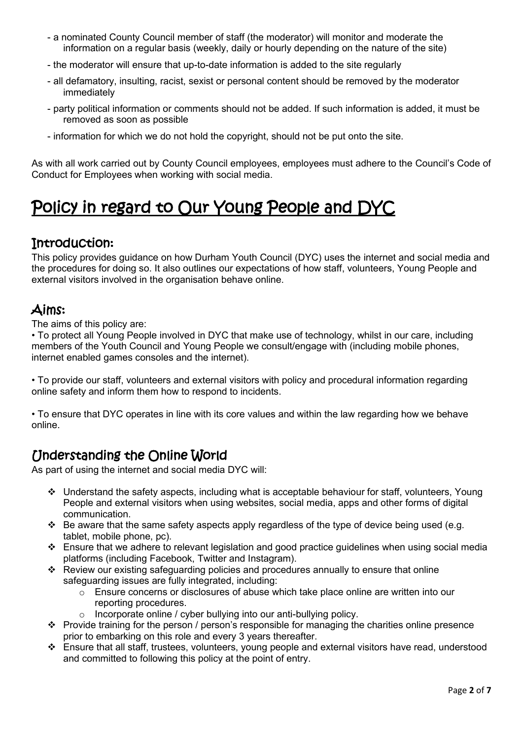- a nominated County Council member of staff (the moderator) will monitor and moderate the information on a regular basis (weekly, daily or hourly depending on the nature of the site)
- the moderator will ensure that up-to-date information is added to the site regularly
- all defamatory, insulting, racist, sexist or personal content should be removed by the moderator immediately
- party political information or comments should not be added. If such information is added, it must be removed as soon as possible
- information for which we do not hold the copyright, should not be put onto the site.

As with all work carried out by County Council employees, employees must adhere to the Council's Code of Conduct for Employees when working with social media.

# Policy in regard to Our Young People and DYC

## Introduction:

This policy provides guidance on how Durham Youth Council (DYC) uses the internet and social media and the procedures for doing so. It also outlines our expectations of how staff, volunteers, Young People and external visitors involved in the organisation behave online.

## Aims:

The aims of this policy are:

• To protect all Young People involved in DYC that make use of technology, whilst in our care, including members of the Youth Council and Young People we consult/engage with (including mobile phones, internet enabled games consoles and the internet).

• To provide our staff, volunteers and external visitors with policy and procedural information regarding online safety and inform them how to respond to incidents.

• To ensure that DYC operates in line with its core values and within the law regarding how we behave online.

## Understanding the Online World

As part of using the internet and social media DYC will:

- Understand the safety aspects, including what is acceptable behaviour for staff, volunteers, Young People and external visitors when using websites, social media, apps and other forms of digital communication.
- Be aware that the same safety aspects apply regardless of the type of device being used (e.g. tablet, mobile phone, pc).
- Ensure that we adhere to relevant legislation and good practice guidelines when using social media platforms (including Facebook, Twitter and Instagram).
- Review our existing safeguarding policies and procedures annually to ensure that online safeguarding issues are fully integrated, including:
  - Ensure concerns or disclosures of abuse which take place online are written into our reporting procedures.
  - Incorporate online / cyber bullying into our anti-bullying policy.
- Provide training for the person / person's responsible for managing the charities online presence prior to embarking on this role and every 3 years thereafter.
- Ensure that all staff, trustees, volunteers, young people and external visitors have read, understood and committed to following this policy at the point of entry.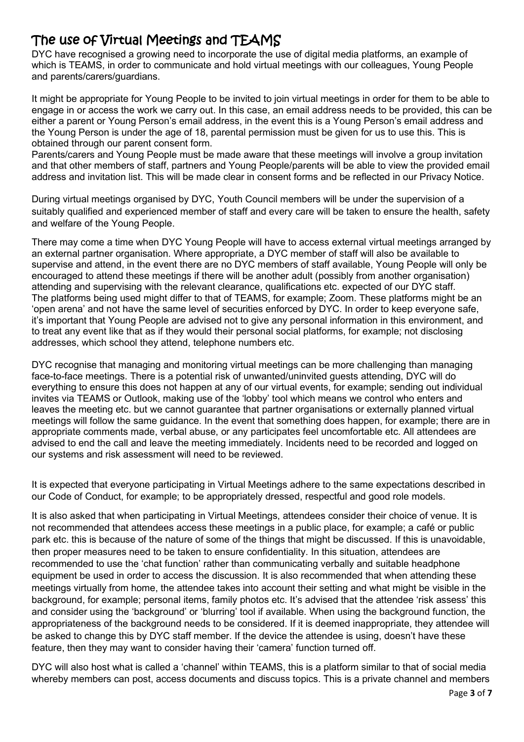# The use of Virtual Meetings and TEAMS

DYC have recognised a growing need to incorporate the use of digital media platforms, an example of which is TEAMS, in order to communicate and hold virtual meetings with our colleagues, Young People and parents/carers/guardians.

It might be appropriate for Young People to be invited to join virtual meetings in order for them to be able to engage in or access the work we carry out. In this case, an email address needs to be provided, this can be either a parent or Young Person's email address, in the event this is a Young Person's email address and the Young Person is under the age of 18, parental permission must be given for us to use this. This is obtained through our parent consent form.

Parents/carers and Young People must be made aware that these meetings will involve a group invitation and that other members of staff, partners and Young People/parents will be able to view the provided email address and invitation list. This will be made clear in consent forms and be reflected in our Privacy Notice.

During virtual meetings organised by DYC, Youth Council members will be under the supervision of a suitably qualified and experienced member of staff and every care will be taken to ensure the health, safety and welfare of the Young People.

There may come a time when DYC Young People will have to access external virtual meetings arranged by an external partner organisation. Where appropriate, a DYC member of staff will also be available to supervise and attend, in the event there are no DYC members of staff available, Young People will only be encouraged to attend these meetings if there will be another adult (possibly from another organisation) attending and supervising with the relevant clearance, qualifications etc. expected of our DYC staff. The platforms being used might differ to that of TEAMS, for example; Zoom. These platforms might be an 'open arena' and not have the same level of securities enforced by DYC. In order to keep everyone safe, it's important that Young People are advised not to give any personal information in this environment, and to treat any event like that as if they would their personal social platforms, for example; not disclosing addresses, which school they attend, telephone numbers etc.

DYC recognise that managing and monitoring virtual meetings can be more challenging than managing face-to-face meetings. There is a potential risk of unwanted/uninvited guests attending, DYC will do everything to ensure this does not happen at any of our virtual events, for example; sending out individual invites via TEAMS or Outlook, making use of the 'lobby' tool which means we control who enters and leaves the meeting etc. but we cannot guarantee that partner organisations or externally planned virtual meetings will follow the same guidance. In the event that something does happen, for example; there are in appropriate comments made, verbal abuse, or any participates feel uncomfortable etc. All attendees are advised to end the call and leave the meeting immediately. Incidents need to be recorded and logged on our systems and risk assessment will need to be reviewed.

It is expected that everyone participating in Virtual Meetings adhere to the same expectations described in our Code of Conduct, for example; to be appropriately dressed, respectful and good role models.

It is also asked that when participating in Virtual Meetings, attendees consider their choice of venue. It is not recommended that attendees access these meetings in a public place, for example; a café or public park etc. this is because of the nature of some of the things that might be discussed. If this is unavoidable, then proper measures need to be taken to ensure confidentiality. In this situation, attendees are recommended to use the 'chat function' rather than communicating verbally and suitable headphone equipment be used in order to access the discussion. It is also recommended that when attending these meetings virtually from home, the attendee takes into account their setting and what might be visible in the background, for example; personal items, family photos etc. It's advised that the attendee 'risk assess' this and consider using the 'background' or 'blurring' tool if available. When using the background function, the appropriateness of the background needs to be considered. If it is deemed inappropriate, they attendee will be asked to change this by DYC staff member. If the device the attendee is using, doesn't have these feature, then they may want to consider having their 'camera' function turned off.

DYC will also host what is called a 'channel' within TEAMS, this is a platform similar to that of social media whereby members can post, access documents and discuss topics. This is a private channel and members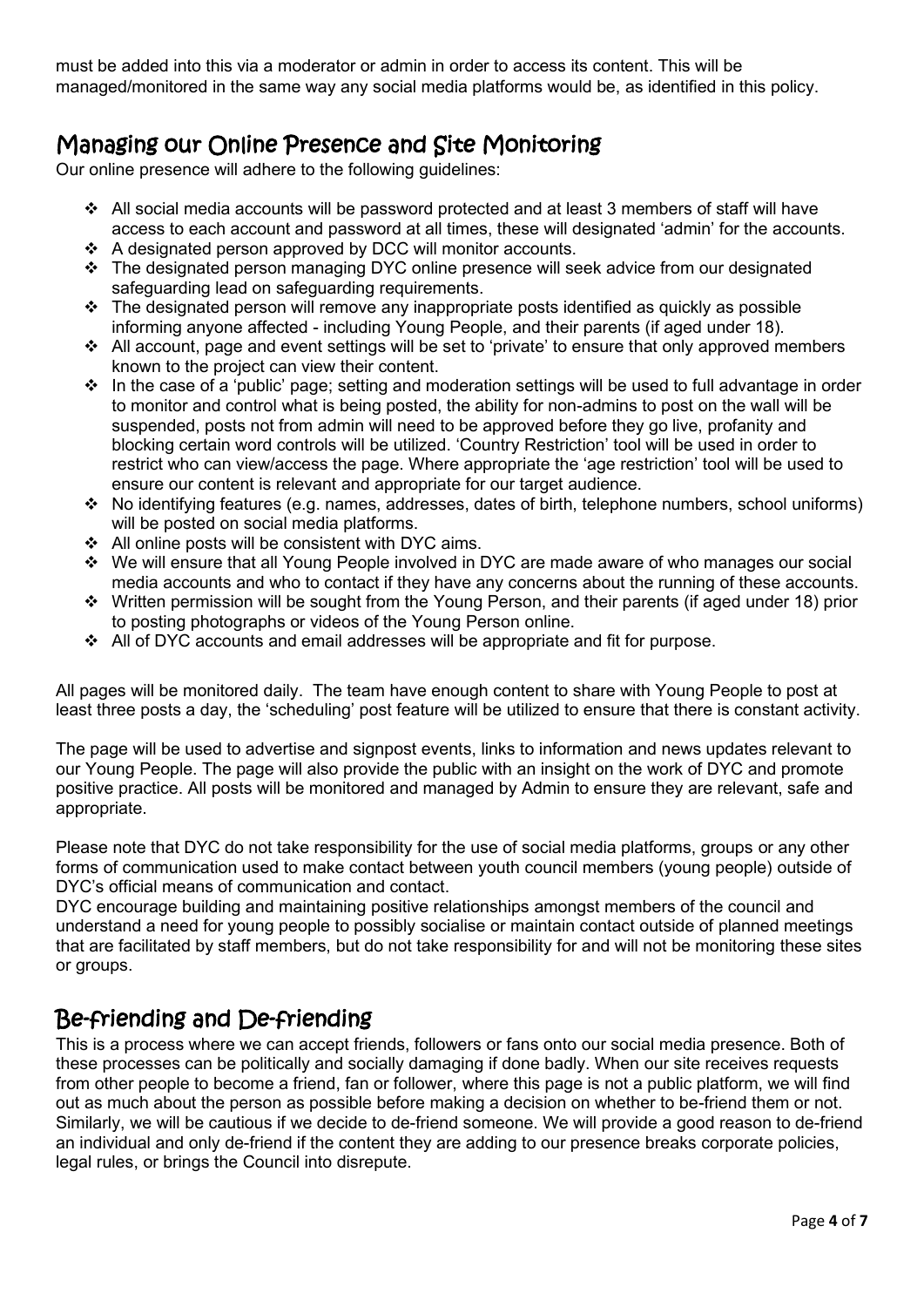must be added into this via a moderator or admin in order to access its content. This will be managed/monitored in the same way any social media platforms would be, as identified in this policy.

## Managing our Online Presence and Site Monitoring

Our online presence will adhere to the following guidelines:

- All social media accounts will be password protected and at least 3 members of staff will have access to each account and password at all times, these will designated 'admin' for the accounts.
- A designated person approved by DCC will monitor accounts.
- The designated person managing DYC online presence will seek advice from our designated safeguarding lead on safeguarding requirements.
- The designated person will remove any inappropriate posts identified as quickly as possible informing anyone affected - including Young People, and their parents (if aged under 18).
- All account, page and event settings will be set to 'private' to ensure that only approved members known to the project can view their content.
- In the case of a 'public' page; setting and moderation settings will be used to full advantage in order to monitor and control what is being posted, the ability for non-admins to post on the wall will be suspended, posts not from admin will need to be approved before they go live, profanity and blocking certain word controls will be utilized. 'Country Restriction' tool will be used in order to restrict who can view/access the page. Where appropriate the 'age restriction' tool will be used to ensure our content is relevant and appropriate for our target audience.
- No identifying features (e.g. names, addresses, dates of birth, telephone numbers, school uniforms) will be posted on social media platforms.
- All online posts will be consistent with DYC aims.
- We will ensure that all Young People involved in DYC are made aware of who manages our social media accounts and who to contact if they have any concerns about the running of these accounts.
- Written permission will be sought from the Young Person, and their parents (if aged under 18) prior to posting photographs or videos of the Young Person online.
- All of DYC accounts and email addresses will be appropriate and fit for purpose.

All pages will be monitored daily. The team have enough content to share with Young People to post at least three posts a day, the 'scheduling' post feature will be utilized to ensure that there is constant activity.

The page will be used to advertise and signpost events, links to information and news updates relevant to our Young People. The page will also provide the public with an insight on the work of DYC and promote positive practice. All posts will be monitored and managed by Admin to ensure they are relevant, safe and appropriate.

Please note that DYC do not take responsibility for the use of social media platforms, groups or any other forms of communication used to make contact between youth council members (young people) outside of DYC's official means of communication and contact.
DYC encourage building and maintaining positive relationships amongst members of the council and understand a need for young people to possibly socialise or maintain contact outside of planned meetings that are facilitated by staff members, but do not take responsibility for and will not be monitoring these sites or groups.

## Be-friending and De-friending

This is a process where we can accept friends, followers or fans onto our social media presence. Both of these processes can be politically and socially damaging if done badly. When our site receives requests from other people to become a friend, fan or follower, where this page is not a public platform, we will find out as much about the person as possible before making a decision on whether to be-friend them or not. Similarly, we will be cautious if we decide to de-friend someone. We will provide a good reason to de-friend an individual and only de-friend if the content they are adding to our presence breaks corporate policies, legal rules, or brings the Council into disrepute.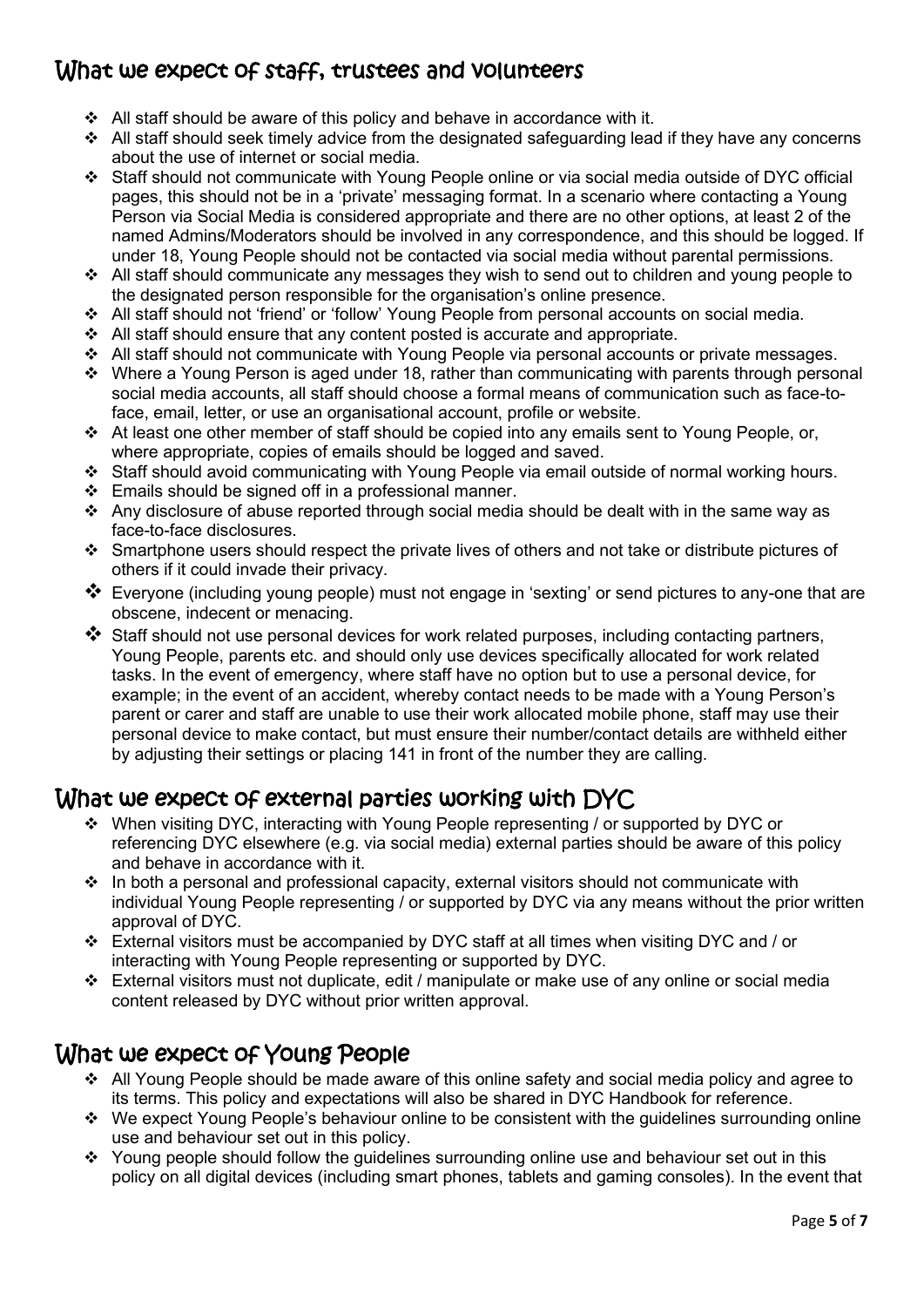## What we expect of staff, trustees and volunteers

- All staff should be aware of this policy and behave in accordance with it.
- All staff should seek timely advice from the designated safeguarding lead if they have any concerns about the use of internet or social media.
- Staff should not communicate with Young People online or via social media outside of DYC official pages, this should not be in a 'private' messaging format. In a scenario where contacting a Young Person via Social Media is considered appropriate and there are no other options, at least 2 of the named Admins/Moderators should be involved in any correspondence, and this should be logged. If under 18, Young People should not be contacted via social media without parental permissions.
- All staff should communicate any messages they wish to send out to children and young people to the designated person responsible for the organisation's online presence.
- All staff should not 'friend' or 'follow' Young People from personal accounts on social media.
- All staff should ensure that any content posted is accurate and appropriate.
- All staff should not communicate with Young People via personal accounts or private messages.
- Where a Young Person is aged under 18, rather than communicating with parents through personal social media accounts, all staff should choose a formal means of communication such as face-to-face, email, letter, or use an organisational account, profile or website.
- At least one other member of staff should be copied into any emails sent to Young People, or, where appropriate, copies of emails should be logged and saved.
- Staff should avoid communicating with Young People via email outside of normal working hours.
- Emails should be signed off in a professional manner.
- Any disclosure of abuse reported through social media should be dealt with in the same way as face-to-face disclosures.
- Smartphone users should respect the private lives of others and not take or distribute pictures of others if it could invade their privacy.
- Everyone (including young people) must not engage in 'sexting' or send pictures to any-one that are obscene, indecent or menacing.
- Staff should not use personal devices for work related purposes, including contacting partners, Young People, parents etc. and should only use devices specifically allocated for work related tasks. In the event of emergency, where staff have no option but to use a personal device, for example; in the event of an accident, whereby contact needs to be made with a Young Person's parent or carer and staff are unable to use their work allocated mobile phone, staff may use their personal device to make contact, but must ensure their number/contact details are withheld either by adjusting their settings or placing 141 in front of the number they are calling.

## What we expect of external parties working with DYC

- When visiting DYC, interacting with Young People representing / or supported by DYC or referencing DYC elsewhere (e.g. via social media) external parties should be aware of this policy and behave in accordance with it.
- In both a personal and professional capacity, external visitors should not communicate with individual Young People representing / or supported by DYC via any means without the prior written approval of DYC.
- External visitors must be accompanied by DYC staff at all times when visiting DYC and / or interacting with Young People representing or supported by DYC.
- External visitors must not duplicate, edit / manipulate or make use of any online or social media content released by DYC without prior written approval.

## What we expect of Young People

- All Young People should be made aware of this online safety and social media policy and agree to its terms. This policy and expectations will also be shared in DYC Handbook for reference.
- We expect Young People's behaviour online to be consistent with the guidelines surrounding online use and behaviour set out in this policy.
- Young people should follow the guidelines surrounding online use and behaviour set out in this policy on all digital devices (including smart phones, tablets and gaming consoles). In the event that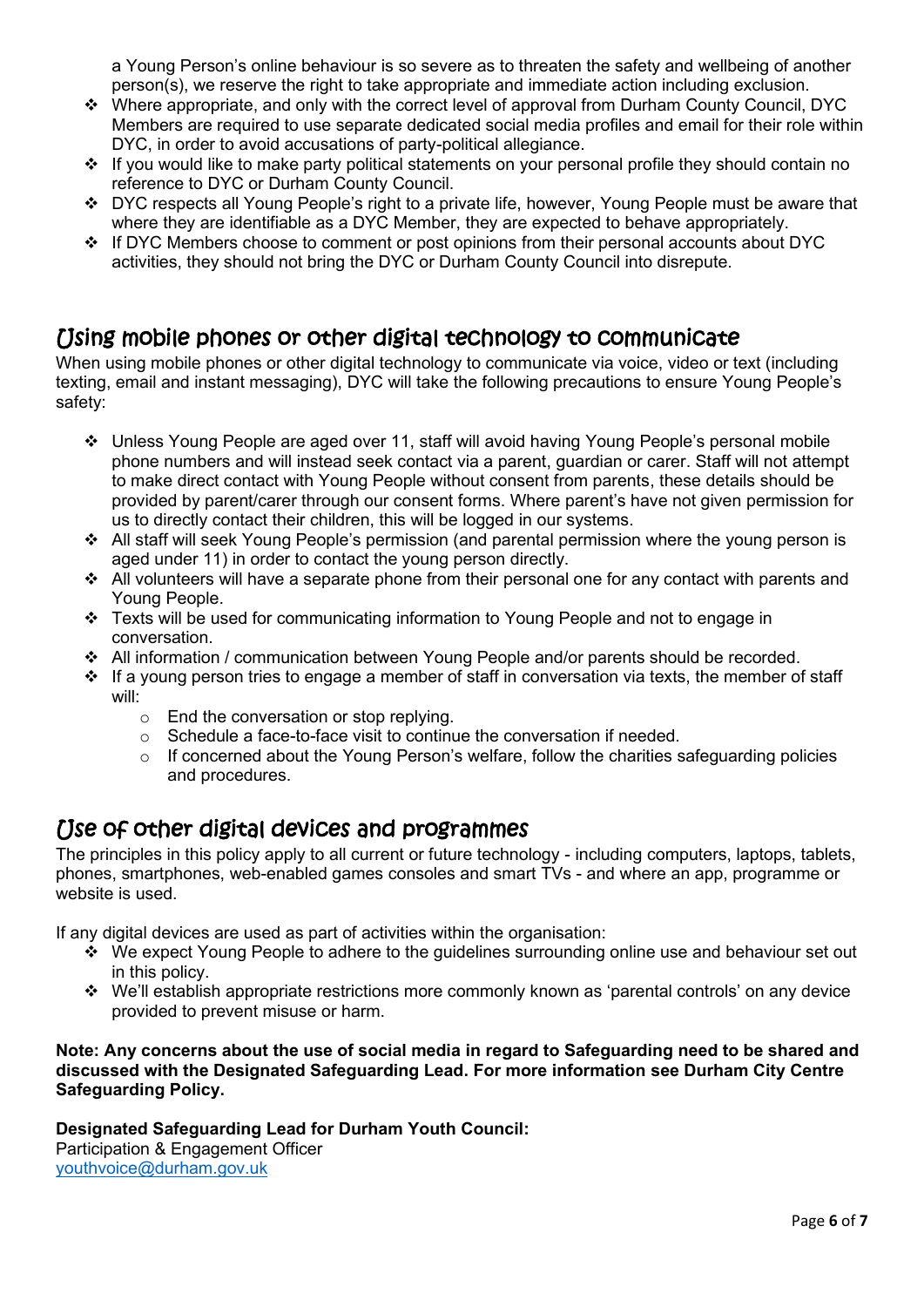a Young Person's online behaviour is so severe as to threaten the safety and wellbeing of another person(s), we reserve the right to take appropriate and immediate action including exclusion.

- Where appropriate, and only with the correct level of approval from Durham County Council, DYC Members are required to use separate dedicated social media profiles and email for their role within DYC, in order to avoid accusations of party-political allegiance.
- If you would like to make party political statements on your personal profile they should contain no reference to DYC or Durham County Council.
- DYC respects all Young People's right to a private life, however, Young People must be aware that where they are identifiable as a DYC Member, they are expected to behave appropriately.
- If DYC Members choose to comment or post opinions from their personal accounts about DYC activities, they should not bring the DYC or Durham County Council into disrepute.

## Using mobile phones or other digital technology to communicate

When using mobile phones or other digital technology to communicate via voice, video or text (including texting, email and instant messaging), DYC will take the following precautions to ensure Young People's safety:

- Unless Young People are aged over 11, staff will avoid having Young People's personal mobile phone numbers and will instead seek contact via a parent, guardian or carer. Staff will not attempt to make direct contact with Young People without consent from parents, these details should be provided by parent/carer through our consent forms. Where parent's have not given permission for us to directly contact their children, this will be logged in our systems.
- All staff will seek Young People's permission (and parental permission where the young person is aged under 11) in order to contact the young person directly.
- All volunteers will have a separate phone from their personal one for any contact with parents and Young People.
- Texts will be used for communicating information to Young People and not to engage in conversation.
- All information / communication between Young People and/or parents should be recorded.
- If a young person tries to engage a member of staff in conversation via texts, the member of staff will:
    - End the conversation or stop replying.
    - Schedule a face-to-face visit to continue the conversation if needed.
    - If concerned about the Young Person's welfare, follow the charities safeguarding policies and procedures.

## Use of other digital devices and programmes

The principles in this policy apply to all current or future technology - including computers, laptops, tablets, phones, smartphones, web-enabled games consoles and smart TVs - and where an app, programme or website is used.

If any digital devices are used as part of activities within the organisation:

- We expect Young People to adhere to the guidelines surrounding online use and behaviour set out in this policy.
- We'll establish appropriate restrictions more commonly known as 'parental controls' on any device provided to prevent misuse or harm.

**Note: Any concerns about the use of social media in regard to Safeguarding need to be shared and discussed with the Designated Safeguarding Lead. For more information see Durham City Centre Safeguarding Policy.**

**Designated Safeguarding Lead for Durham Youth Council:**
Participation & Engagement Officer
youthvoice@durham.gov.uk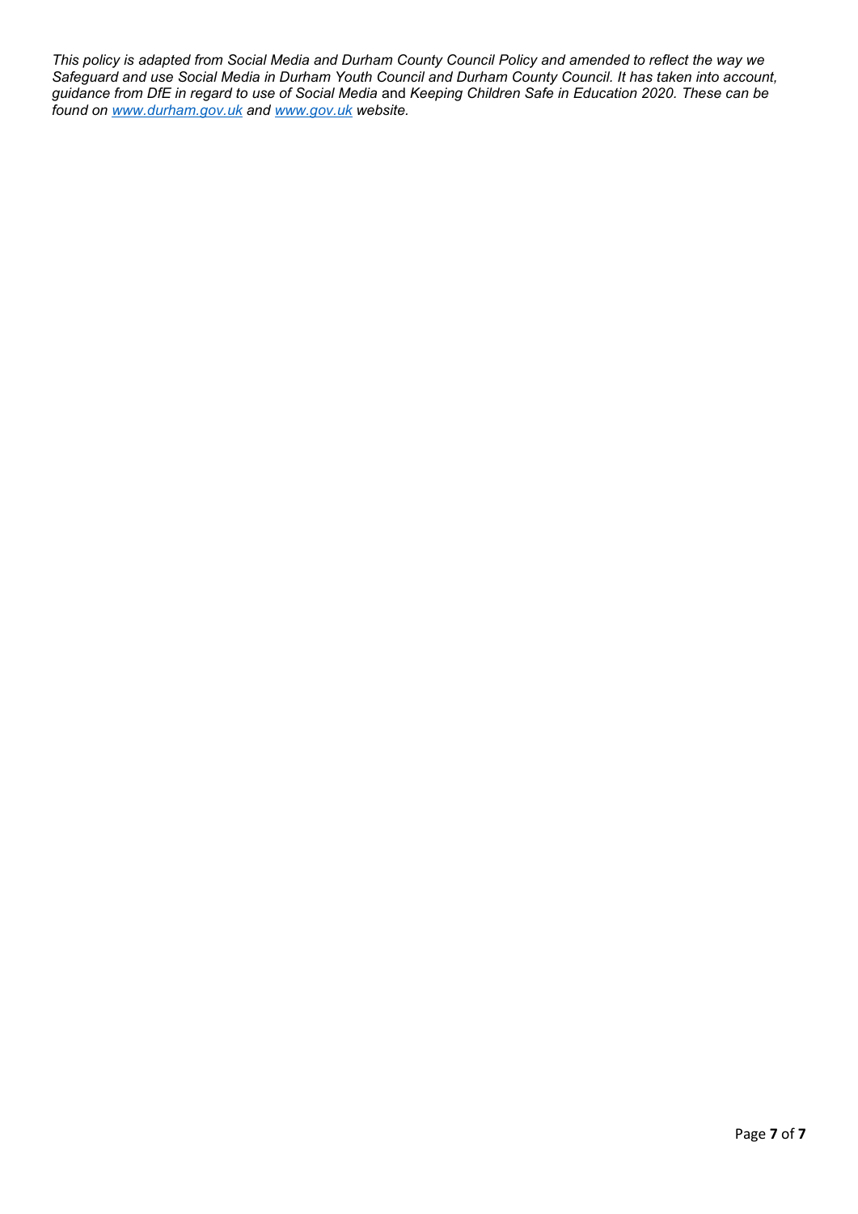*This policy is adapted from Social Media and Durham County Council Policy and amended to reflect the way we Safeguard and use Social Media in Durham Youth Council and Durham County Council. It has taken into account, guidance from DfE in regard to use of Social Media* and *Keeping Children Safe in Education 2020. These can be found on [www.durham.gov.uk](www.durham.gov.uk) and [www.gov.uk](www.gov.uk) website.*